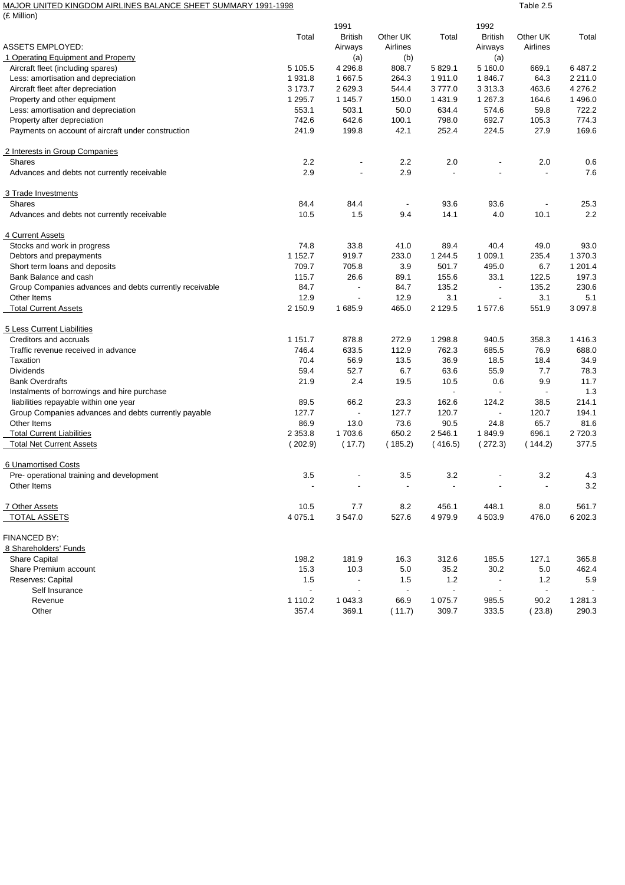MAJOR UNITED KINGDOM AIRLINES BALANCE SHEET SUMMARY 1991-1998

Table 2.5

(£ Million)

| | 1991 | | | 1992 | | | |
|---|---|---|---|---|---|---|---|
| | Total | British Airways | Other UK Airlines | Total | British Airways | Other UK Airlines | Total |
| ASSETS EMPLOYED: | | | | | | | |
| 1 Operating Equipment and Property | | (a) | (b) | | (a) | | |
| Aircraft fleet (including spares) | 5 105.5 | 4 296.8 | 808.7 | 5 829.1 | 5 160.0 | 669.1 | 6 487.2 |
| Less: amortisation and depreciation | 1 931.8 | 1 667.5 | 264.3 | 1 911.0 | 1 846.7 | 64.3 | 2 211.0 |
| Aircraft fleet after depreciation | 3 173.7 | 2 629.3 | 544.4 | 3 777.0 | 3 313.3 | 463.6 | 4 276.2 |
| Property and other equipment | 1 295.7 | 1 145.7 | 150.0 | 1 431.9 | 1 267.3 | 164.6 | 1 496.0 |
| Less: amortisation and depreciation | 553.1 | 503.1 | 50.0 | 634.4 | 574.6 | 59.8 | 722.2 |
| Property after depreciation | 742.6 | 642.6 | 100.1 | 798.0 | 692.7 | 105.3 | 774.3 |
| Payments on account of aircraft under construction | 241.9 | 199.8 | 42.1 | 252.4 | 224.5 | 27.9 | 169.6 |
| 2 Interests in Group Companies | | | | | | | |
| Shares | 2.2 | - | 2.2 | 2.0 | - | 2.0 | 0.6 |
| Advances and debts not currently receivable | 2.9 | - | 2.9 | - | - | - | 7.6 |
| 3 Trade Investments | | | | | | | |
| Shares | 84.4 | 84.4 | - | 93.6 | 93.6 | - | 25.3 |
| Advances and debts not currently receivable | 10.5 | 1.5 | 9.4 | 14.1 | 4.0 | 10.1 | 2.2 |
| 4 Current Assets | | | | | | | |
| Stocks and work in progress | 74.8 | 33.8 | 41.0 | 89.4 | 40.4 | 49.0 | 93.0 |
| Debtors and prepayments | 1 152.7 | 919.7 | 233.0 | 1 244.5 | 1 009.1 | 235.4 | 1 370.3 |
| Short term loans and deposits | 709.7 | 705.8 | 3.9 | 501.7 | 495.0 | 6.7 | 1 201.4 |
| Bank Balance and cash | 115.7 | 26.6 | 89.1 | 155.6 | 33.1 | 122.5 | 197.3 |
| Group Companies advances and debts currently receivable | 84.7 | - | 84.7 | 135.2 | - | 135.2 | 230.6 |
| Other Items | 12.9 | - | 12.9 | 3.1 | - | 3.1 | 5.1 |
| Total Current Assets | 2 150.9 | 1 685.9 | 465.0 | 2 129.5 | 1 577.6 | 551.9 | 3 097.8 |
| 5 Less Current Liabilities | | | | | | | |
| Creditors and accruals | 1 151.7 | 878.8 | 272.9 | 1 298.8 | 940.5 | 358.3 | 1 416.3 |
| Traffic revenue received in advance | 746.4 | 633.5 | 112.9 | 762.3 | 685.5 | 76.9 | 688.0 |
| Taxation | 70.4 | 56.9 | 13.5 | 36.9 | 18.5 | 18.4 | 34.9 |
| Dividends | 59.4 | 52.7 | 6.7 | 63.6 | 55.9 | 7.7 | 78.3 |
| Bank Overdrafts | 21.9 | 2.4 | 19.5 | 10.5 | 0.6 | 9.9 | 11.7 |
| Instalments of borrowings and hire purchase | | | | - | - | - | 1.3 |
| liabilities repayable within one year | 89.5 | 66.2 | 23.3 | 162.6 | 124.2 | 38.5 | 214.1 |
| Group Companies advances and debts currently payable | 127.7 | - | 127.7 | 120.7 | - | 120.7 | 194.1 |
| Other Items | 86.9 | 13.0 | 73.6 | 90.5 | 24.8 | 65.7 | 81.6 |
| Total Current Liabilities | 2 353.8 | 1 703.6 | 650.2 | 2 546.1 | 1 849.9 | 696.1 | 2 720.3 |
| Total Net Current Assets | ( 202.9) | ( 17.7) | ( 185.2) | ( 416.5) | ( 272.3) | ( 144.2) | 377.5 |
| 6 Unamortised Costs | | | | | | | |
| Pre- operational training and development | 3.5 | - | 3.5 | 3.2 | - | 3.2 | 4.3 |
| Other Items | - | - | - | - | - | - | 3.2 |
| 7 Other Assets | 10.5 | 7.7 | 8.2 | 456.1 | 448.1 | 8.0 | 561.7 |
| TOTAL ASSETS | 4 075.1 | 3 547.0 | 527.6 | 4 979.9 | 4 503.9 | 476.0 | 6 202.3 |
| FINANCED BY: | | | | | | | |
| 8 Shareholders' Funds | | | | | | | |
| Share Capital | 198.2 | 181.9 | 16.3 | 312.6 | 185.5 | 127.1 | 365.8 |
| Share Premium account | 15.3 | 10.3 | 5.0 | 35.2 | 30.2 | 5.0 | 462.4 |
| Reserves: Capital | 1.5 | - | 1.5 | 1.2 | - | 1.2 | 5.9 |
| Self Insurance | - | - | - | - | - | - | - |
| Revenue | 1 110.2 | 1 043.3 | 66.9 | 1 075.7 | 985.5 | 90.2 | 1 281.3 |
| Other | 357.4 | 369.1 | ( 11.7) | 309.7 | 333.5 | ( 23.8) | 290.3 |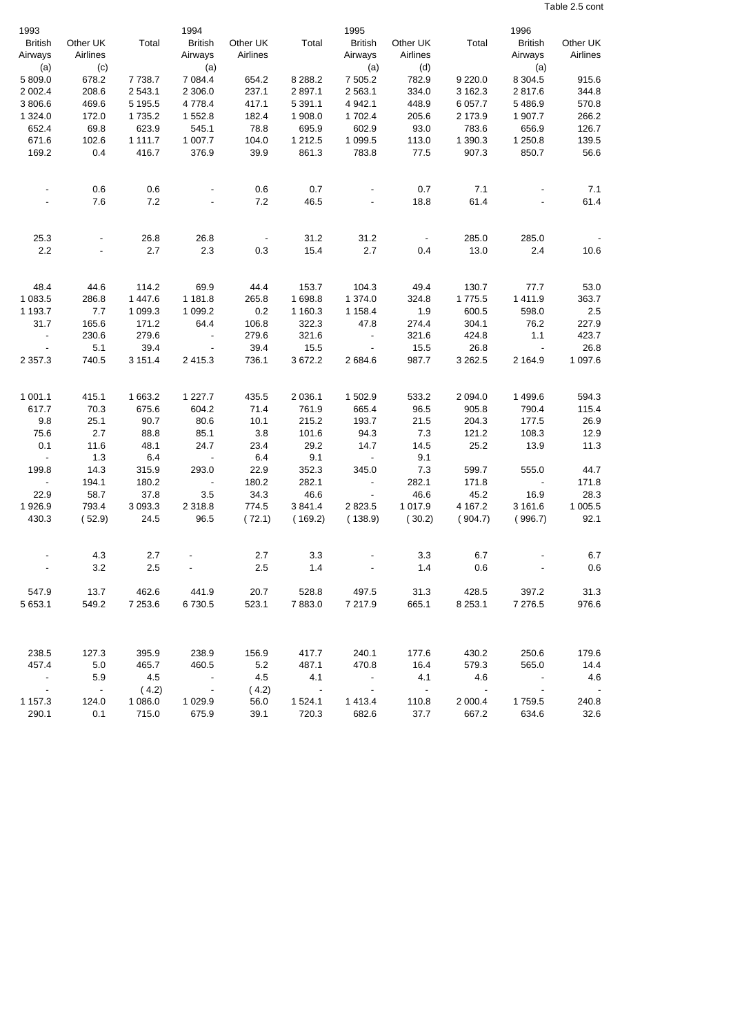Table 2.5 cont

| 1993 British Airways (a) | Other UK Airlines (c) | Total | 1994 British Airways (a) | Other UK Airlines | Total | 1995 British Airways (a) | Other UK Airlines (d) | Total | 1996 British Airways (a) | Other UK Airlines |
|---|---|---|---|---|---|---|---|---|---|---|
| 5 809.0 | 678.2 | 7 738.7 | 7 084.4 | 654.2 | 8 288.2 | 7 505.2 | 782.9 | 9 220.0 | 8 304.5 | 915.6 |
| 2 002.4 | 208.6 | 2 543.1 | 2 306.0 | 237.1 | 2 897.1 | 2 563.1 | 334.0 | 3 162.3 | 2 817.6 | 344.8 |
| 3 806.6 | 469.6 | 5 195.5 | 4 778.4 | 417.1 | 5 391.1 | 4 942.1 | 448.9 | 6 057.7 | 5 486.9 | 570.8 |
| 1 324.0 | 172.0 | 1 735.2 | 1 552.8 | 182.4 | 1 908.0 | 1 702.4 | 205.6 | 2 173.9 | 1 907.7 | 266.2 |
| 652.4 | 69.8 | 623.9 | 545.1 | 78.8 | 695.9 | 602.9 | 93.0 | 783.6 | 656.9 | 126.7 |
| 671.6 | 102.6 | 1 111.7 | 1 007.7 | 104.0 | 1 212.5 | 1 099.5 | 113.0 | 1 390.3 | 1 250.8 | 139.5 |
| 169.2 | 0.4 | 416.7 | 376.9 | 39.9 | 861.3 | 783.8 | 77.5 | 907.3 | 850.7 | 56.6 |
| | | | | | | | | | | |
| - | 0.6 | 0.6 | - | 0.6 | 0.7 | - | 0.7 | 7.1 | - | 7.1 |
| - | 7.6 | 7.2 | - | 7.2 | 46.5 | - | 18.8 | 61.4 | - | 61.4 |
| | | | | | | | | | | |
| 25.3 | - | 26.8 | 26.8 | - | 31.2 | 31.2 | - | 285.0 | 285.0 | - |
| 2.2 | - | 2.7 | 2.3 | 0.3 | 15.4 | 2.7 | 0.4 | 13.0 | 2.4 | 10.6 |
| | | | | | | | | | | |
| 48.4 | 44.6 | 114.2 | 69.9 | 44.4 | 153.7 | 104.3 | 49.4 | 130.7 | 77.7 | 53.0 |
| 1 083.5 | 286.8 | 1 447.6 | 1 181.8 | 265.8 | 1 698.8 | 1 374.0 | 324.8 | 1 775.5 | 1 411.9 | 363.7 |
| 1 193.7 | 7.7 | 1 099.3 | 1 099.2 | 0.2 | 1 160.3 | 1 158.4 | 1.9 | 600.5 | 598.0 | 2.5 |
| 31.7 | 165.6 | 171.2 | 64.4 | 106.8 | 322.3 | 47.8 | 274.4 | 304.1 | 76.2 | 227.9 |
| - | 230.6 | 279.6 | - | 279.6 | 321.6 | - | 321.6 | 424.8 | 1.1 | 423.7 |
| - | 5.1 | 39.4 | - | 39.4 | 15.5 | - | 15.5 | 26.8 | - | 26.8 |
| 2 357.3 | 740.5 | 3 151.4 | 2 415.3 | 736.1 | 3 672.2 | 2 684.6 | 987.7 | 3 262.5 | 2 164.9 | 1 097.6 |
| | | | | | | | | | | |
| 1 001.1 | 415.1 | 1 663.2 | 1 227.7 | 435.5 | 2 036.1 | 1 502.9 | 533.2 | 2 094.0 | 1 499.6 | 594.3 |
| 617.7 | 70.3 | 675.6 | 604.2 | 71.4 | 761.9 | 665.4 | 96.5 | 905.8 | 790.4 | 115.4 |
| 9.8 | 25.1 | 90.7 | 80.6 | 10.1 | 215.2 | 193.7 | 21.5 | 204.3 | 177.5 | 26.9 |
| 75.6 | 2.7 | 88.8 | 85.1 | 3.8 | 101.6 | 94.3 | 7.3 | 121.2 | 108.3 | 12.9 |
| 0.1 | 11.6 | 48.1 | 24.7 | 23.4 | 29.2 | 14.7 | 14.5 | 25.2 | 13.9 | 11.3 |
| - | 1.3 | 6.4 | - | 6.4 | 9.1 | - | 9.1 | | | |
| 199.8 | 14.3 | 315.9 | 293.0 | 22.9 | 352.3 | 345.0 | 7.3 | 599.7 | 555.0 | 44.7 |
| - | 194.1 | 180.2 | - | 180.2 | 282.1 | - | 282.1 | 171.8 | - | 171.8 |
| 22.9 | 58.7 | 37.8 | 3.5 | 34.3 | 46.6 | - | 46.6 | 45.2 | 16.9 | 28.3 |
| 1 926.9 | 793.4 | 3 093.3 | 2 318.8 | 774.5 | 3 841.4 | 2 823.5 | 1 017.9 | 4 167.2 | 3 161.6 | 1 005.5 |
| 430.3 | ( 52.9) | 24.5 | 96.5 | ( 72.1) | ( 169.2) | ( 138.9) | ( 30.2) | ( 904.7) | ( 996.7) | 92.1 |
| | | | | | | | | | | |
| - | 4.3 | 2.7 | - | 2.7 | 3.3 | - | 3.3 | 6.7 | - | 6.7 |
| - | 3.2 | 2.5 | - | 2.5 | 1.4 | - | 1.4 | 0.6 | - | 0.6 |
| | | | | | | | | | | |
| 547.9 | 13.7 | 462.6 | 441.9 | 20.7 | 528.8 | 497.5 | 31.3 | 428.5 | 397.2 | 31.3 |
| 5 653.1 | 549.2 | 7 253.6 | 6 730.5 | 523.1 | 7 883.0 | 7 217.9 | 665.1 | 8 253.1 | 7 276.5 | 976.6 |
| | | | | | | | | | | |
| 238.5 | 127.3 | 395.9 | 238.9 | 156.9 | 417.7 | 240.1 | 177.6 | 430.2 | 250.6 | 179.6 |
| 457.4 | 5.0 | 465.7 | 460.5 | 5.2 | 487.1 | 470.8 | 16.4 | 579.3 | 565.0 | 14.4 |
| - | 5.9 | 4.5 | - | 4.5 | 4.1 | - | 4.1 | 4.6 | - | 4.6 |
| - | - | ( 4.2) | - | ( 4.2) | - | - | - | - | - | - |
| 1 157.3 | 124.0 | 1 086.0 | 1 029.9 | 56.0 | 1 524.1 | 1 413.4 | 110.8 | 2 000.4 | 1 759.5 | 240.8 |
| 290.1 | 0.1 | 715.0 | 675.9 | 39.1 | 720.3 | 682.6 | 37.7 | 667.2 | 634.6 | 32.6 |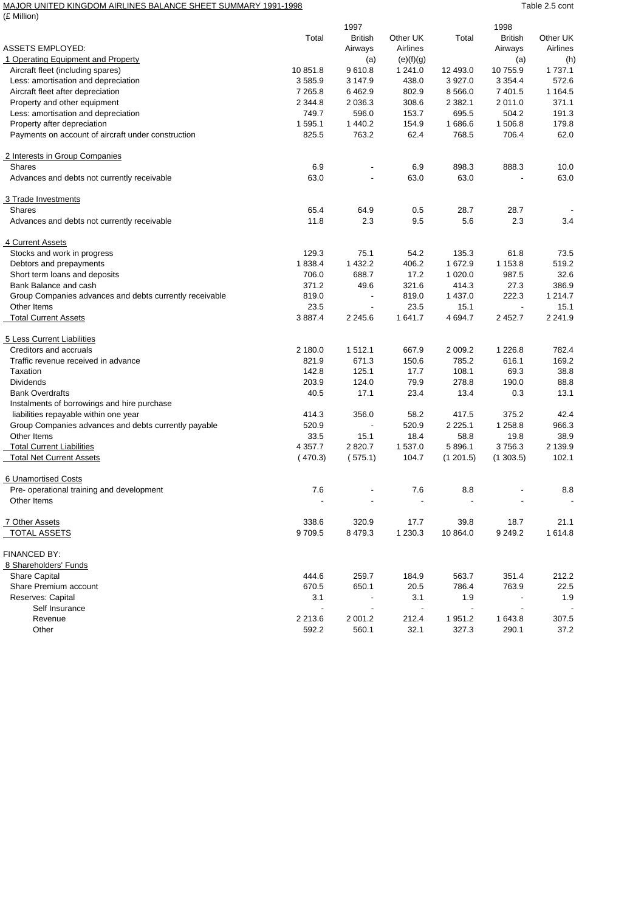MAJOR UNITED KINGDOM AIRLINES BALANCE SHEET SUMMARY 1991-1998

Table 2.5 cont

(£ Million)

| | 1997 | | | 1998 | | |
|---|---|---|---|---|---|---|
| | Total | British Airways | Other UK Airlines | Total | British Airways | Other UK Airlines |
| ASSETS EMPLOYED: | | | | | | |
| 1 Operating Equipment and Property | | (a) | (e)(f)(g) | | (a) | (h) |
| Aircraft fleet (including spares) | 10 851.8 | 9 610.8 | 1 241.0 | 12 493.0 | 10 755.9 | 1 737.1 |
| Less: amortisation and depreciation | 3 585.9 | 3 147.9 | 438.0 | 3 927.0 | 3 354.4 | 572.6 |
| Aircraft fleet after depreciation | 7 265.8 | 6 462.9 | 802.9 | 8 566.0 | 7 401.5 | 1 164.5 |
| Property and other equipment | 2 344.8 | 2 036.3 | 308.6 | 2 382.1 | 2 011.0 | 371.1 |
| Less: amortisation and depreciation | 749.7 | 596.0 | 153.7 | 695.5 | 504.2 | 191.3 |
| Property after depreciation | 1 595.1 | 1 440.2 | 154.9 | 1 686.6 | 1 506.8 | 179.8 |
| Payments on account of aircraft under construction | 825.5 | 763.2 | 62.4 | 768.5 | 706.4 | 62.0 |
| 2 Interests in Group Companies | | | | | | |
| Shares | 6.9 | - | 6.9 | 898.3 | 888.3 | 10.0 |
| Advances and debts not currently receivable | 63.0 | - | 63.0 | 63.0 | - | 63.0 |
| 3 Trade Investments | | | | | | |
| Shares | 65.4 | 64.9 | 0.5 | 28.7 | 28.7 | - |
| Advances and debts not currently receivable | 11.8 | 2.3 | 9.5 | 5.6 | 2.3 | 3.4 |
| 4 Current Assets | | | | | | |
| Stocks and work in progress | 129.3 | 75.1 | 54.2 | 135.3 | 61.8 | 73.5 |
| Debtors and prepayments | 1 838.4 | 1 432.2 | 406.2 | 1 672.9 | 1 153.8 | 519.2 |
| Short term loans and deposits | 706.0 | 688.7 | 17.2 | 1 020.0 | 987.5 | 32.6 |
| Bank Balance and cash | 371.2 | 49.6 | 321.6 | 414.3 | 27.3 | 386.9 |
| Group Companies advances and debts currently receivable | 819.0 | - | 819.0 | 1 437.0 | 222.3 | 1 214.7 |
| Other Items | 23.5 | - | 23.5 | 15.1 | - | 15.1 |
| Total Current Assets | 3 887.4 | 2 245.6 | 1 641.7 | 4 694.7 | 2 452.7 | 2 241.9 |
| 5 Less Current Liabilities | | | | | | |
| Creditors and accruals | 2 180.0 | 1 512.1 | 667.9 | 2 009.2 | 1 226.8 | 782.4 |
| Traffic revenue received in advance | 821.9 | 671.3 | 150.6 | 785.2 | 616.1 | 169.2 |
| Taxation | 142.8 | 125.1 | 17.7 | 108.1 | 69.3 | 38.8 |
| Dividends | 203.9 | 124.0 | 79.9 | 278.8 | 190.0 | 88.8 |
| Bank Overdrafts | 40.5 | 17.1 | 23.4 | 13.4 | 0.3 | 13.1 |
| Instalments of borrowings and hire purchase liabilities repayable within one year | 414.3 | 356.0 | 58.2 | 417.5 | 375.2 | 42.4 |
| Group Companies advances and debts currently payable | 520.9 | - | 520.9 | 2 225.1 | 1 258.8 | 966.3 |
| Other Items | 33.5 | 15.1 | 18.4 | 58.8 | 19.8 | 38.9 |
| Total Current Liabilities | 4 357.7 | 2 820.7 | 1 537.0 | 5 896.1 | 3 756.3 | 2 139.9 |
| Total Net Current Assets | ( 470.3) | ( 575.1) | 104.7 | (1 201.5) | (1 303.5) | 102.1 |
| 6 Unamortised Costs | | | | | | |
| Pre- operational training and development | 7.6 | - | 7.6 | 8.8 | - | 8.8 |
| Other Items | - | - | - | - | - | - |
| 7 Other Assets | 338.6 | 320.9 | 17.7 | 39.8 | 18.7 | 21.1 |
| TOTAL ASSETS | 9 709.5 | 8 479.3 | 1 230.3 | 10 864.0 | 9 249.2 | 1 614.8 |
| FINANCED BY: | | | | | | |
| 8 Shareholders' Funds | | | | | | |
| Share Capital | 444.6 | 259.7 | 184.9 | 563.7 | 351.4 | 212.2 |
| Share Premium account | 670.5 | 650.1 | 20.5 | 786.4 | 763.9 | 22.5 |
| Reserves: Capital | 3.1 | - | 3.1 | 1.9 | - | 1.9 |
| Self Insurance | - | - | - | - | - | - |
| Revenue | 2 213.6 | 2 001.2 | 212.4 | 1 951.2 | 1 643.8 | 307.5 |
| Other | 592.2 | 560.1 | 32.1 | 327.3 | 290.1 | 37.2 |